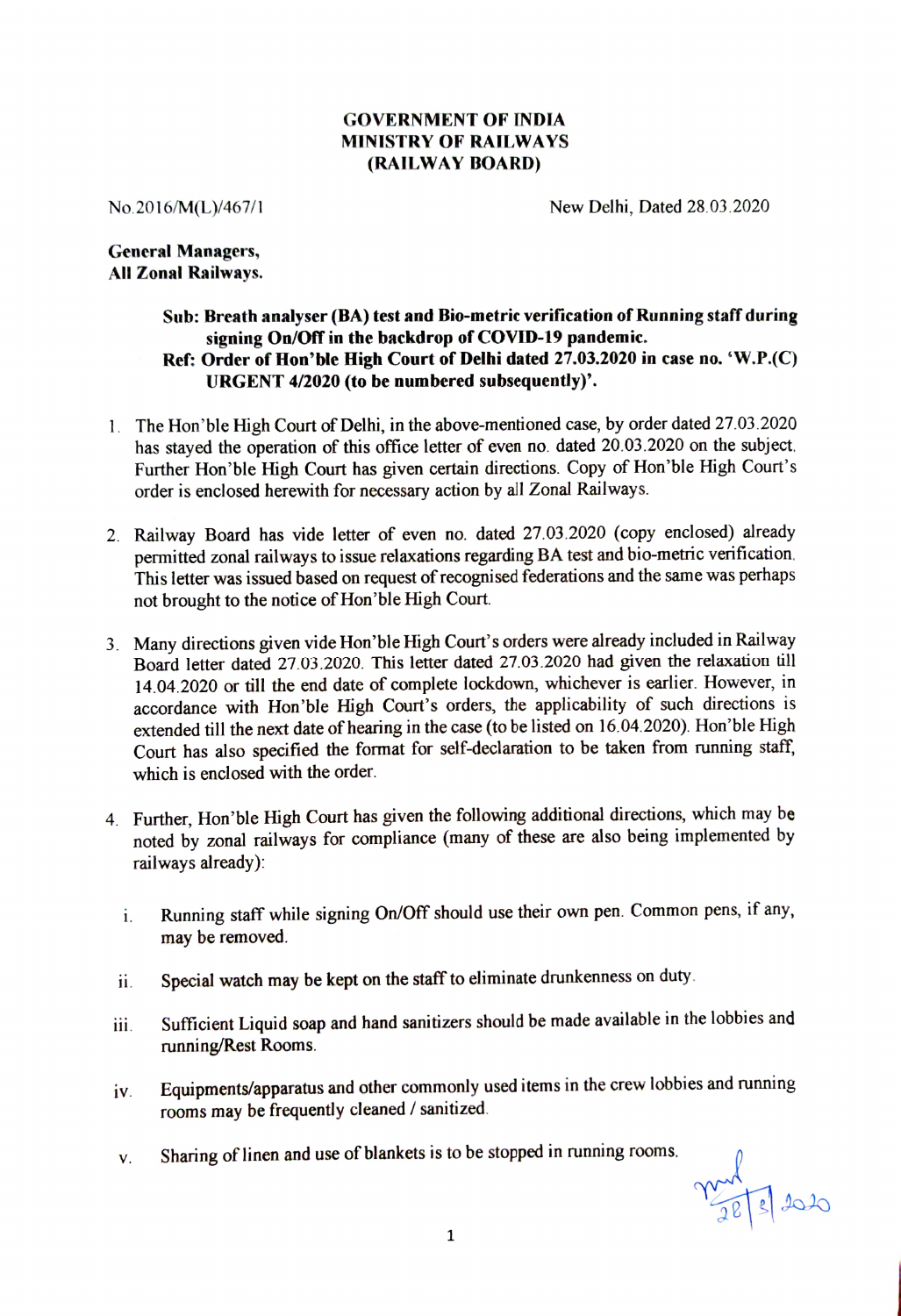**GOVERNMENT OF INDIA**
**MINISTRY OF RAILWAYS**
**(RAILWAY BOARD)**

No.2016/M(L)/467/1 New Delhi, Dated 28.03.2020

**General Managers,**
**All Zonal Railways.**

**Sub: Breath analyser (BA) test and Bio-metric verification of Running staff during signing On/Off in the backdrop of COVID-19 pandemic.**
**Ref: Order of Hon'ble High Court of Delhi dated 27.03.2020 in case no. 'W.P.(C) URGENT 4/2020 (to be numbered subsequently)'.**

1. The Hon'ble High Court of Delhi, in the above-mentioned case, by order dated 27.03.2020 has stayed the operation of this office letter of even no. dated 20.03.2020 on the subject. Further Hon'ble High Court has given certain directions. Copy of Hon'ble High Court's order is enclosed herewith for necessary action by all Zonal Railways.

2. Railway Board has vide letter of even no. dated 27.03.2020 (copy enclosed) already permitted zonal railways to issue relaxations regarding BA test and bio-metric verification. This letter was issued based on request of recognised federations and the same was perhaps not brought to the notice of Hon'ble High Court.

3. Many directions given vide Hon'ble High Court's orders were already included in Railway Board letter dated 27.03.2020. This letter dated 27.03.2020 had given the relaxation till 14.04.2020 or till the end date of complete lockdown, whichever is earlier. However, in accordance with Hon'ble High Court's orders, the applicability of such directions is extended till the next date of hearing in the case (to be listed on 16.04.2020). Hon'ble High Court has also specified the format for self-declaration to be taken from running staff, which is enclosed with the order.

4. Further, Hon'ble High Court has given the following additional directions, which may be noted by zonal railways for compliance (many of these are also being implemented by railways already):

   i. Running staff while signing On/Off should use their own pen. Common pens, if any, may be removed.

   ii. Special watch may be kept on the staff to eliminate drunkenness on duty.

   iii. Sufficient Liquid soap and hand sanitizers should be made available in the lobbies and running/Rest Rooms.

   iv. Equipments/apparatus and other commonly used items in the crew lobbies and running rooms may be frequently cleaned / sanitized.

   v. Sharing of linen and use of blankets is to be stopped in running rooms.

28/3/2020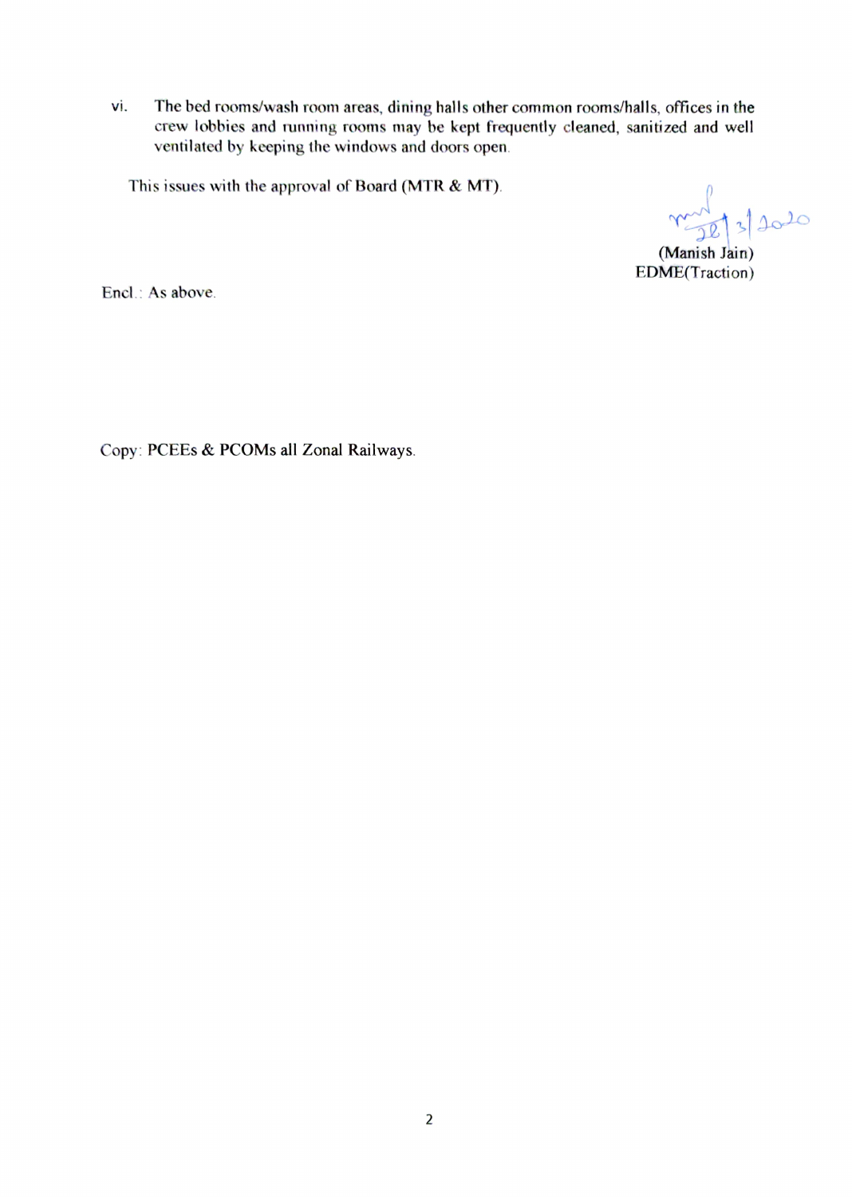vi. The bed rooms/wash room areas, dining halls other common rooms/halls, offices in the crew lobbies and running rooms may be kept frequently cleaned, sanitized and well ventilated by keeping the windows and doors open.

This issues with the approval of Board (MTR & MT).

28/3/2020
(Manish Jain)
EDME(Traction)

Encl.: As above.

Copy: PCEEs & PCOMs all Zonal Railways.